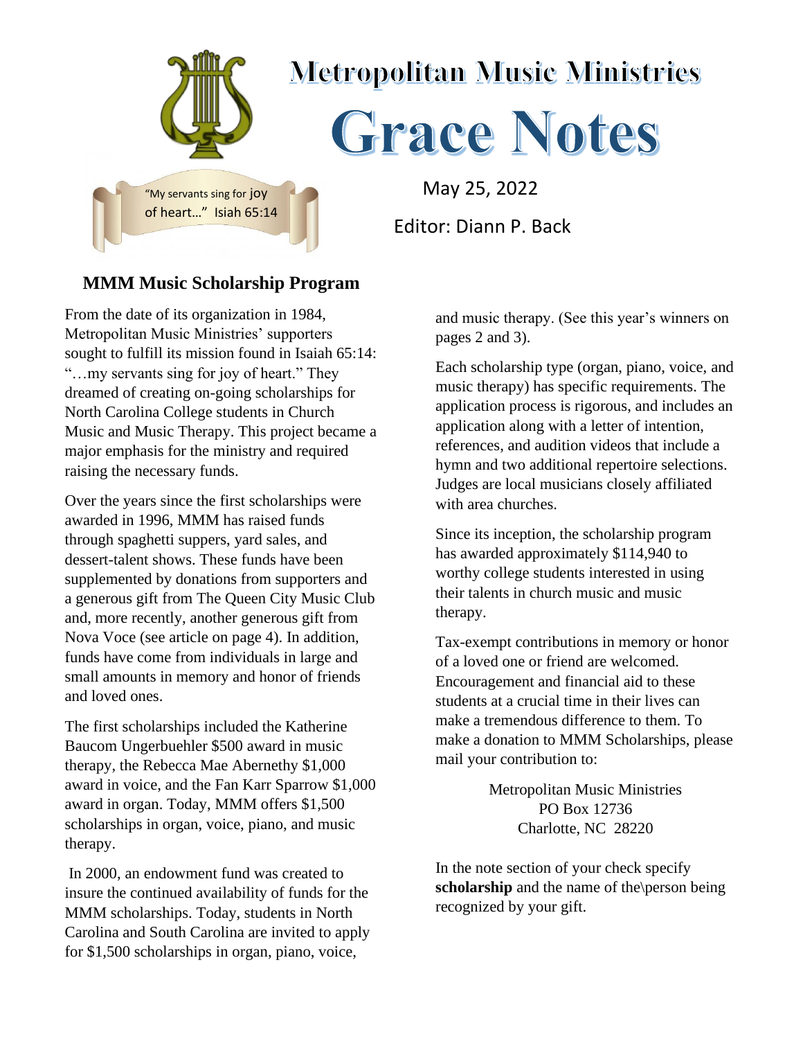# Metropolitan Music Ministries

# Grace Notes

"My servants sing for joy of heart…" Isiah 65:14

May 25, 2022

Editor: Diann P. Back

## MMM Music Scholarship Program

From the date of its organization in 1984, Metropolitan Music Ministries' supporters sought to fulfill its mission found in Isaiah 65:14: "…my servants sing for joy of heart." They dreamed of creating on-going scholarships for North Carolina College students in Church Music and Music Therapy. This project became a major emphasis for the ministry and required raising the necessary funds.

Over the years since the first scholarships were awarded in 1996, MMM has raised funds through spaghetti suppers, yard sales, and dessert-talent shows. These funds have been supplemented by donations from supporters and a generous gift from The Queen City Music Club and, more recently, another generous gift from Nova Voce (see article on page 4). In addition, funds have come from individuals in large and small amounts in memory and honor of friends and loved ones.

The first scholarships included the Katherine Baucom Ungerbuehler $500 award in music therapy, the Rebecca Mae Abernethy $1,000 award in voice, and the Fan Karr Sparrow $1,000 award in organ. Today, MMM offers $1,500 scholarships in organ, voice, piano, and music therapy.

In 2000, an endowment fund was created to insure the continued availability of funds for the MMM scholarships. Today, students in North Carolina and South Carolina are invited to apply for $1,500 scholarships in organ, piano, voice, and music therapy. (See this year's winners on pages 2 and 3).

Each scholarship type (organ, piano, voice, and music therapy) has specific requirements. The application process is rigorous, and includes an application along with a letter of intention, references, and audition videos that include a hymn and two additional repertoire selections. Judges are local musicians closely affiliated with area churches.

Since its inception, the scholarship program has awarded approximately $114,940 to worthy college students interested in using their talents in church music and music therapy.

Tax-exempt contributions in memory or honor of a loved one or friend are welcomed. Encouragement and financial aid to these students at a crucial time in their lives can make a tremendous difference to them. To make a donation to MMM Scholarships, please mail your contribution to:

Metropolitan Music Ministries  
PO Box 12736  
Charlotte, NC 28220

In the note section of your check specify **scholarship** and the name of the\person being recognized by your gift.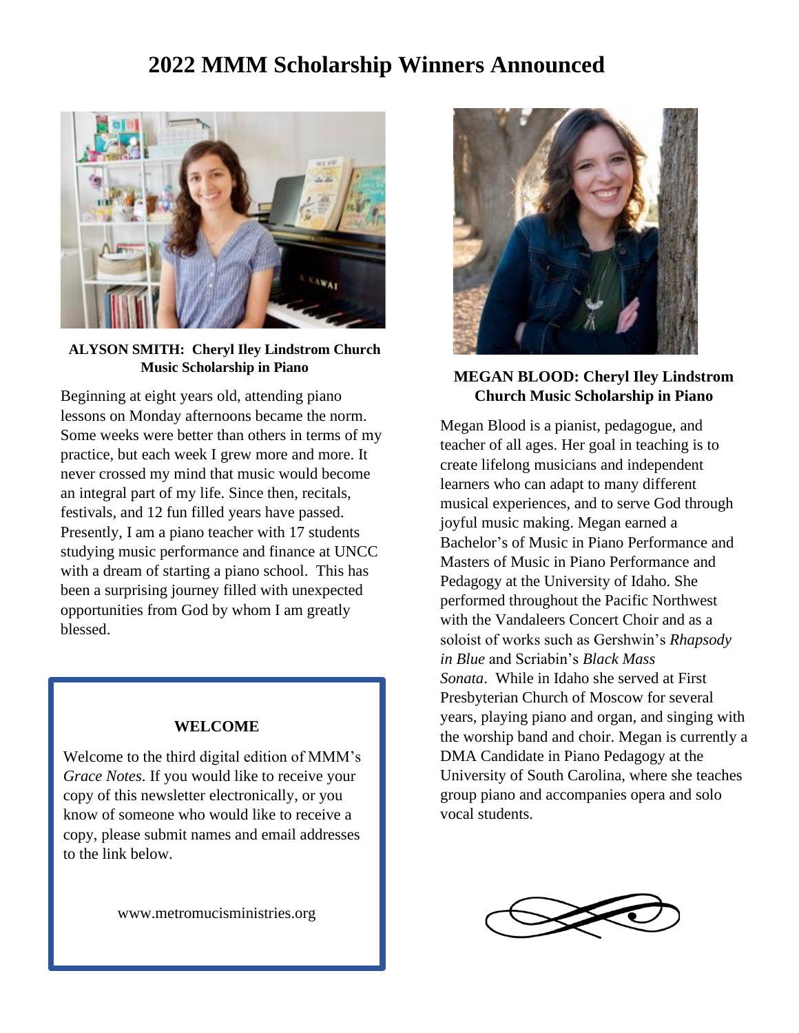# 2022 MMM Scholarship Winners Announced

**ALYSON SMITH: Cheryl Iley Lindstrom Church Music Scholarship in Piano**

Beginning at eight years old, attending piano lessons on Monday afternoons became the norm. Some weeks were better than others in terms of my practice, but each week I grew more and more. It never crossed my mind that music would become an integral part of my life. Since then, recitals, festivals, and 12 fun filled years have passed. Presently, I am a piano teacher with 17 students studying music performance and finance at UNCC with a dream of starting a piano school. This has been a surprising journey filled with unexpected opportunities from God by whom I am greatly blessed.

**WELCOME**

Welcome to the third digital edition of MMM's *Grace Notes*. If you would like to receive your copy of this newsletter electronically, or you know of someone who would like to receive a copy, please submit names and email addresses to the link below.

www.metromucisministries.org

**MEGAN BLOOD: Cheryl Iley Lindstrom Church Music Scholarship in Piano**

Megan Blood is a pianist, pedagogue, and teacher of all ages. Her goal in teaching is to create lifelong musicians and independent learners who can adapt to many different musical experiences, and to serve God through joyful music making. Megan earned a Bachelor's of Music in Piano Performance and Masters of Music in Piano Performance and Pedagogy at the University of Idaho. She performed throughout the Pacific Northwest with the Vandaleers Concert Choir and as a soloist of works such as Gershwin's *Rhapsody in Blue* and Scriabin's *Black Mass Sonata*. While in Idaho she served at First Presbyterian Church of Moscow for several years, playing piano and organ, and singing with the worship band and choir. Megan is currently a DMA Candidate in Piano Pedagogy at the University of South Carolina, where she teaches group piano and accompanies opera and solo vocal students.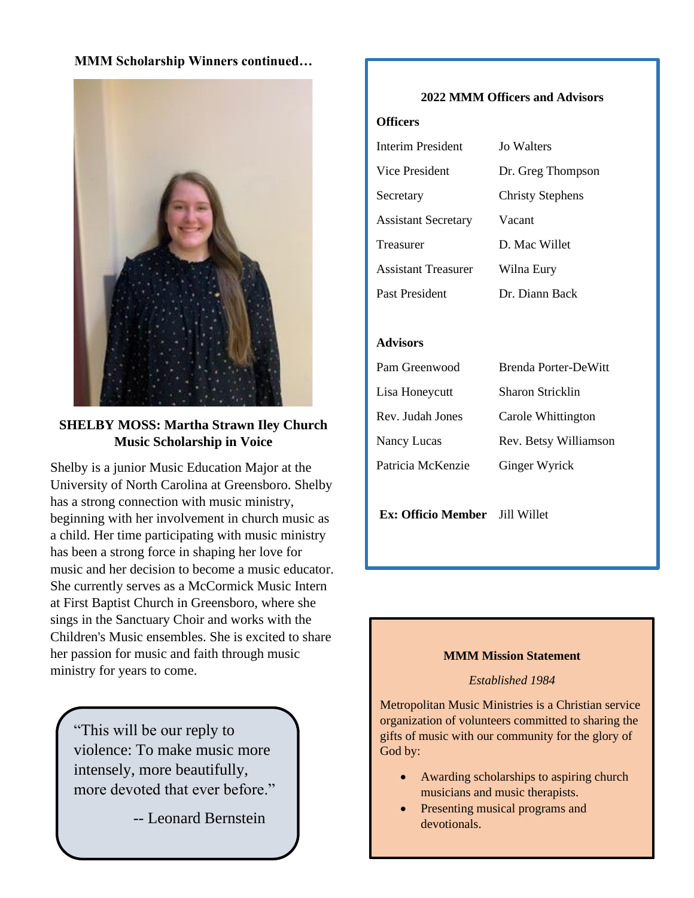**MMM Scholarship Winners continued…**

**SHELBY MOSS: Martha Strawn Iley Church Music Scholarship in Voice**

Shelby is a junior Music Education Major at the University of North Carolina at Greensboro. Shelby has a strong connection with music ministry, beginning with her involvement in church music as a child. Her time participating with music ministry has been a strong force in shaping her love for music and her decision to become a music educator. She currently serves as a McCormick Music Intern at First Baptist Church in Greensboro, where she sings in the Sanctuary Choir and works with the Children's Music ensembles. She is excited to share her passion for music and faith through music ministry for years to come.

> "This will be our reply to violence: To make music more intensely, more beautifully, more devoted that ever before."
>
> -- Leonard Bernstein

**2022 MMM Officers and Advisors**

**Officers**

| | |
|---|---|
| Interim President | Jo Walters |
| Vice President | Dr. Greg Thompson |
| Secretary | Christy Stephens |
| Assistant Secretary | Vacant |
| Treasurer | D. Mac Willet |
| Assistant Treasurer | Wilna Eury |
| Past President | Dr. Diann Back |

**Advisors**

| | |
|---|---|
| Pam Greenwood | Brenda Porter-DeWitt |
| Lisa Honeycutt | Sharon Stricklin |
| Rev. Judah Jones | Carole Whittington |
| Nancy Lucas | Rev. Betsy Williamson |
| Patricia McKenzie | Ginger Wyrick |

**Ex: Officio Member** Jill Willet

**MMM Mission Statement**

*Established 1984*

Metropolitan Music Ministries is a Christian service organization of volunteers committed to sharing the gifts of music with our community for the glory of God by:

- Awarding scholarships to aspiring church musicians and music therapists.
- Presenting musical programs and devotionals.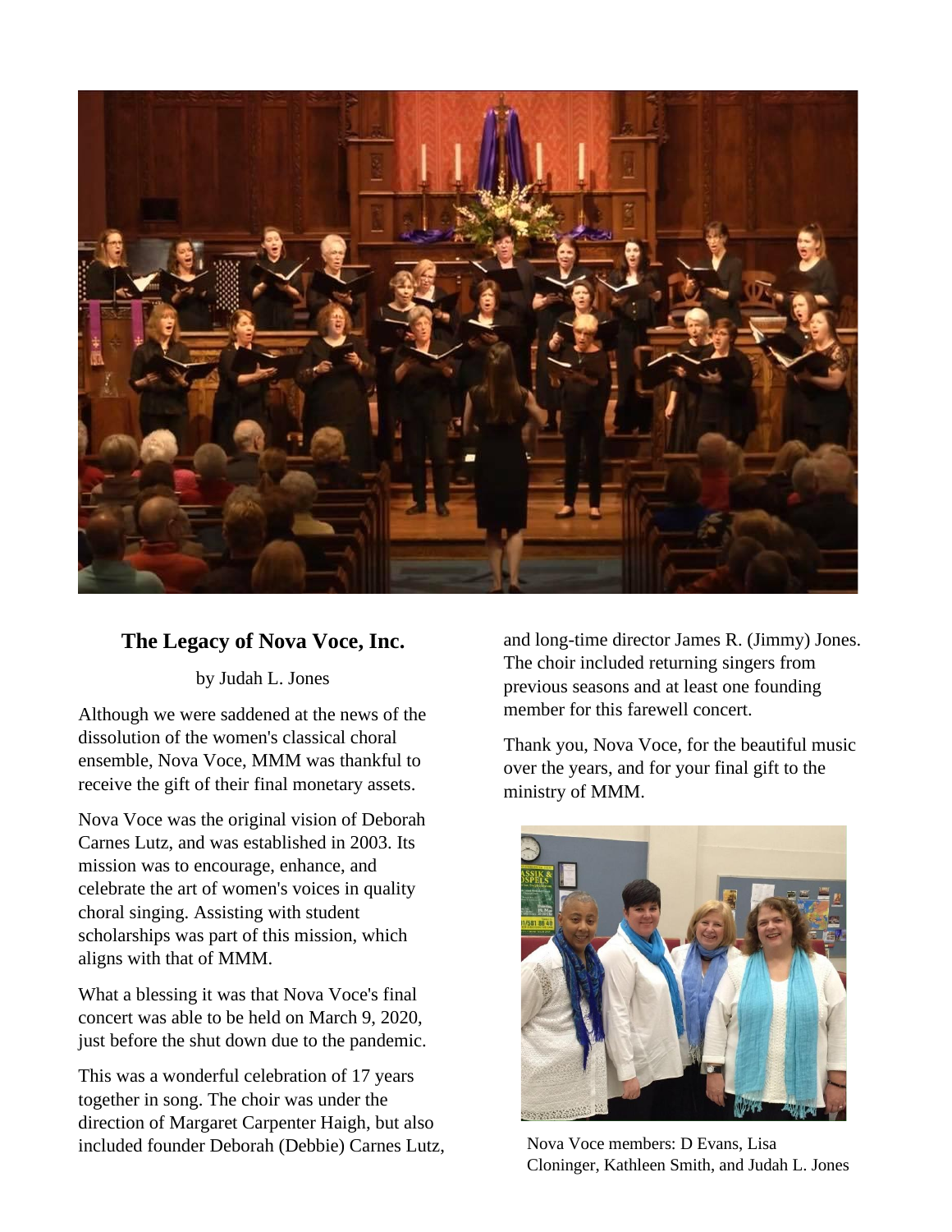## The Legacy of Nova Voce, Inc.

by Judah L. Jones

Although we were saddened at the news of the dissolution of the women's classical choral ensemble, Nova Voce, MMM was thankful to receive the gift of their final monetary assets.

Nova Voce was the original vision of Deborah Carnes Lutz, and was established in 2003. Its mission was to encourage, enhance, and celebrate the art of women's voices in quality choral singing. Assisting with student scholarships was part of this mission, which aligns with that of MMM.

What a blessing it was that Nova Voce's final concert was able to be held on March 9, 2020, just before the shut down due to the pandemic.

This was a wonderful celebration of 17 years together in song. The choir was under the direction of Margaret Carpenter Haigh, but also included founder Deborah (Debbie) Carnes Lutz, and long-time director James R. (Jimmy) Jones. The choir included returning singers from previous seasons and at least one founding member for this farewell concert.

Thank you, Nova Voce, for the beautiful music over the years, and for your final gift to the ministry of MMM.

Nova Voce members: D Evans, Lisa Cloninger, Kathleen Smith, and Judah L. Jones